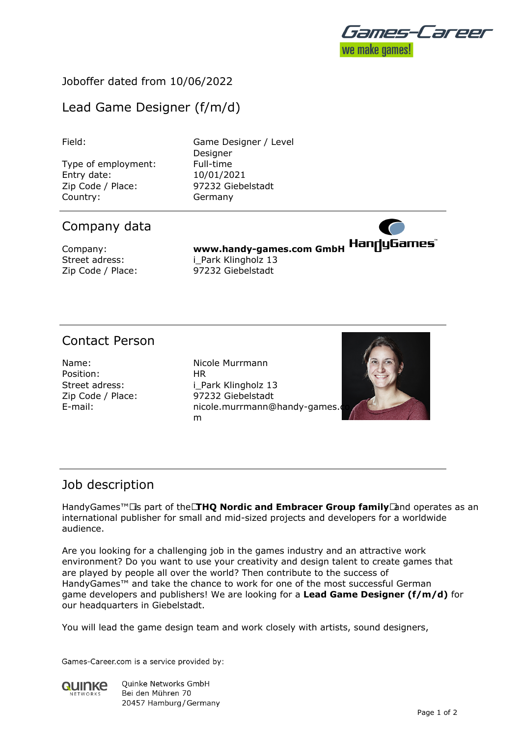Joboffer dated from 10/06/2022

# Lead Game Designer (f/m/d)

| | |
|---|---|
| Field: | Game Designer / Level Designer |
| Type of employment: | Full-time |
| Entry date: | 10/01/2021 |
| Zip Code / Place: | 97232 Giebelstadt |
| Country: | Germany |

## Company data

| | |
|---|---|
| Company: | **www.handy-games.com GmbH** |
| Street adress: | i_Park Klingholz 13 |
| Zip Code / Place: | 97232 Giebelstadt |

## Contact Person

| | |
|---|---|
| Name: | Nicole Murrmann |
| Position: | HR |
| Street adress: | i_Park Klingholz 13 |
| Zip Code / Place: | 97232 Giebelstadt |
| E-mail: | nicole.murrmann@handy-games.com |

## Job description

HandyGames™ is part of the **THQ Nordic and Embracer Group family** and operates as an international publisher for small and mid-sized projects and developers for a worldwide audience.

Are you looking for a challenging job in the games industry and an attractive work environment? Do you want to use your creativity and design talent to create games that are played by people all over the world? Then contribute to the success of HandyGames™ and take the chance to work for one of the most successful German game developers and publishers! We are looking for a **Lead Game Designer (f/m/d)** for our headquarters in Giebelstadt.

You will lead the game design team and work closely with artists, sound designers,

Games-Career.com is a service provided by:

Quinke Networks GmbH
Bei den Mühren 70
20457 Hamburg / Germany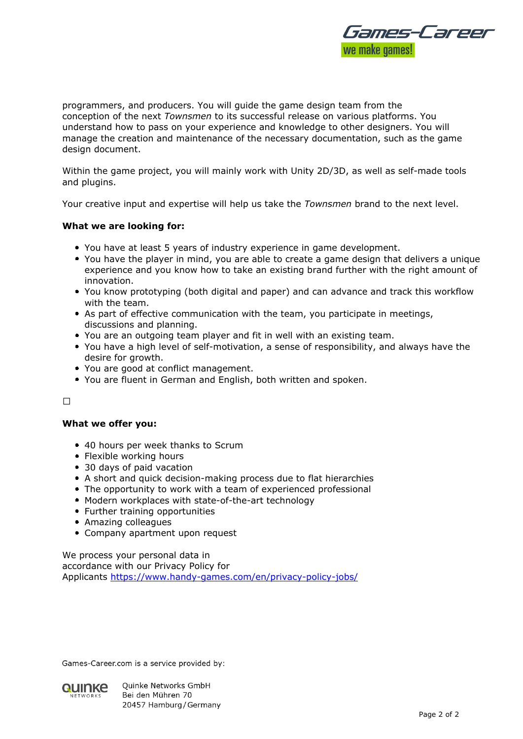programmers, and producers. You will guide the game design team from the conception of the next *Townsmen* to its successful release on various platforms. You understand how to pass on your experience and knowledge to other designers. You will manage the creation and maintenance of the necessary documentation, such as the game design document.

Within the game project, you will mainly work with Unity 2D/3D, as well as self-made tools and plugins.

Your creative input and expertise will help us take the *Townsmen* brand to the next level.

**What we are looking for:**

- You have at least 5 years of industry experience in game development.
- You have the player in mind, you are able to create a game design that delivers a unique experience and you know how to take an existing brand further with the right amount of innovation.
- You know prototyping (both digital and paper) and can advance and track this workflow with the team.
- As part of effective communication with the team, you participate in meetings, discussions and planning.
- You are an outgoing team player and fit in well with an existing team.
- You have a high level of self-motivation, a sense of responsibility, and always have the desire for growth.
- You are good at conflict management.
- You are fluent in German and English, both written and spoken.

☐

**What we offer you:**

- 40 hours per week thanks to Scrum
- Flexible working hours
- 30 days of paid vacation
- A short and quick decision-making process due to flat hierarchies
- The opportunity to work with a team of experienced professional
- Modern workplaces with state-of-the-art technology
- Further training opportunities
- Amazing colleagues
- Company apartment upon request

We process your personal data in accordance with our Privacy Policy for Applicants https://www.handy-games.com/en/privacy-policy-jobs/

Games-Career.com is a service provided by:

Quinke Networks GmbH
Bei den Mühren 70
20457 Hamburg / Germany